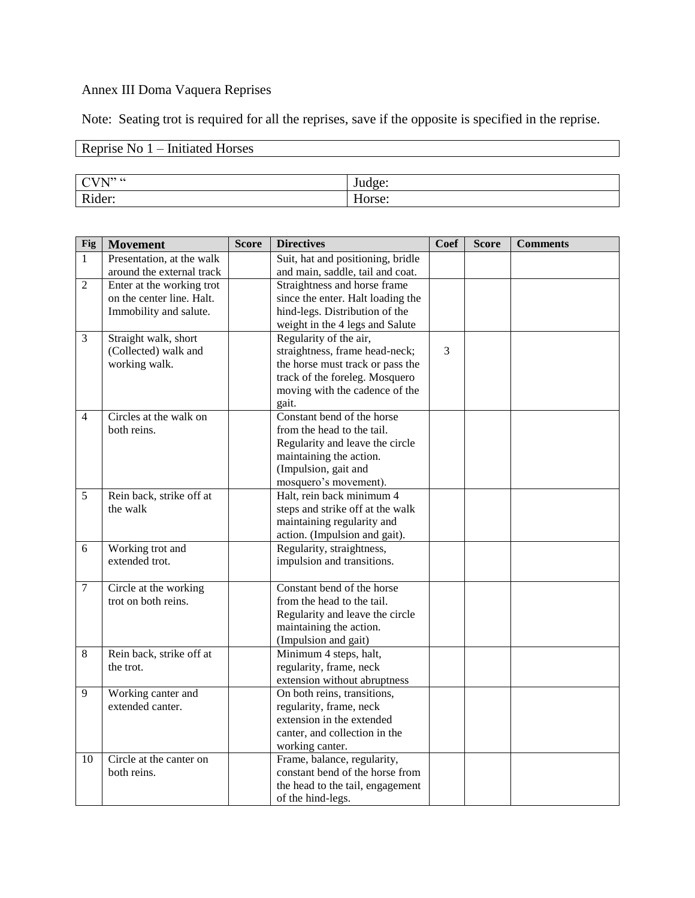Annex III Doma Vaquera Reprises

Note: Seating trot is required for all the reprises, save if the opposite is specified in the reprise.

| Reprise No 1 – Initiated Horses |
|---|

| CVN" " | Judge: |
|---|---|
| Rider: | Horse: |

| Fig | Movement | Score | Directives | Coef | Score | Comments |
|---|---|---|---|---|---|---|
| 1 | Presentation, at the walk around the external track | | Suit, hat and positioning, bridle and main, saddle, tail and coat. | | | |
| 2 | Enter at the working trot on the center line. Halt. Immobility and salute. | | Straightness and horse frame since the enter. Halt loading the hind-legs. Distribution of the weight in the 4 legs and Salute | | | |
| 3 | Straight walk, short (Collected) walk and working walk. | | Regularity of the air, straightness, frame head-neck; the horse must track or pass the track of the foreleg. Mosquero moving with the cadence of the gait. | 3 | | |
| 4 | Circles at the walk on both reins. | | Constant bend of the horse from the head to the tail. Regularity and leave the circle maintaining the action. (Impulsion, gait and mosquero's movement). | | | |
| 5 | Rein back, strike off at the walk | | Halt, rein back minimum 4 steps and strike off at the walk maintaining regularity and action. (Impulsion and gait). | | | |
| 6 | Working trot and extended trot. | | Regularity, straightness, impulsion and transitions. | | | |
| 7 | Circle at the working trot on both reins. | | Constant bend of the horse from the head to the tail. Regularity and leave the circle maintaining the action. (Impulsion and gait) | | | |
| 8 | Rein back, strike off at the trot. | | Minimum 4 steps, halt, regularity, frame, neck extension without abruptness | | | |
| 9 | Working canter and extended canter. | | On both reins, transitions, regularity, frame, neck extension in the extended canter, and collection in the working canter. | | | |
| 10 | Circle at the canter on both reins. | | Frame, balance, regularity, constant bend of the horse from the head to the tail, engagement of the hind-legs. | | | |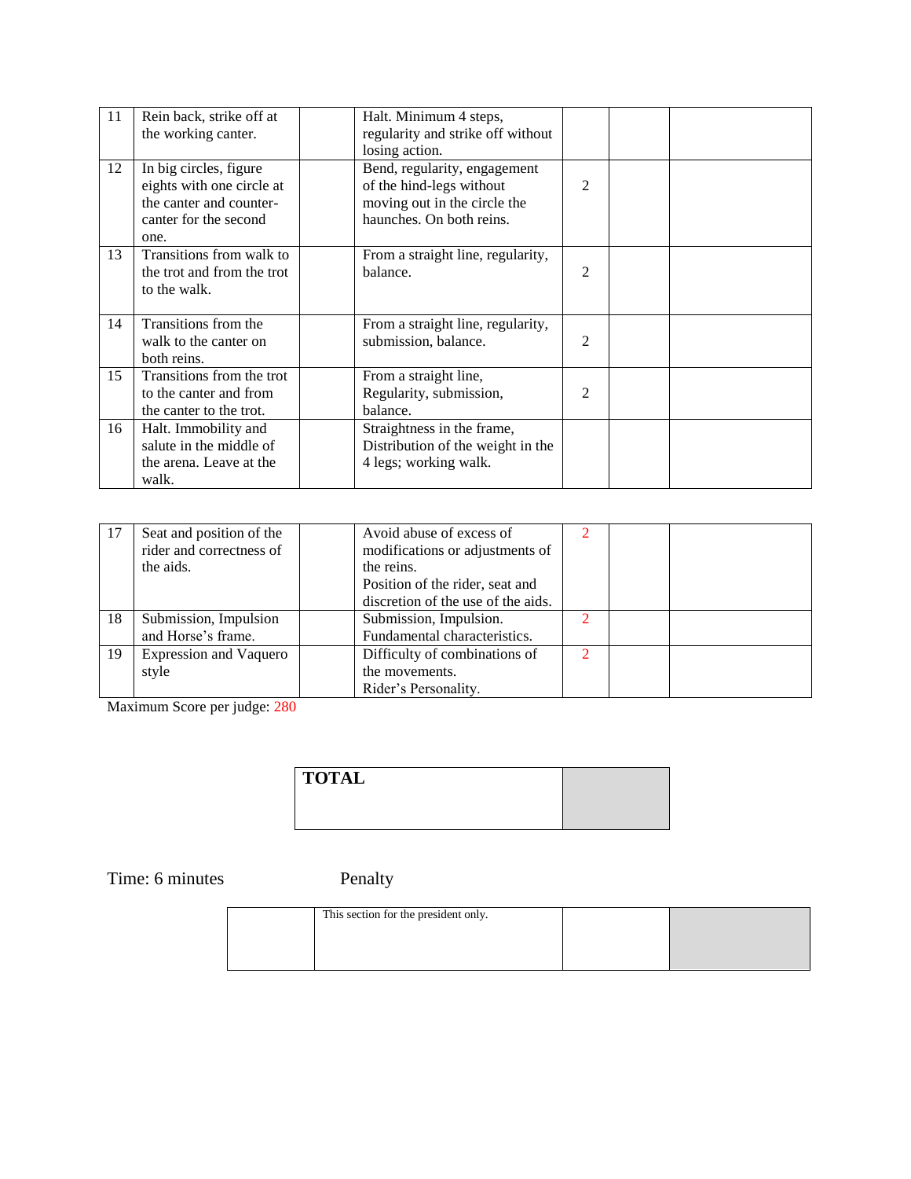| | | | | | | |
|---|---|---|---|---|---|---|
| 11 | Rein back, strike off at the working canter. | | Halt. Minimum 4 steps, regularity and strike off without losing action. | | | |
| 12 | In big circles, figure eights with one circle at the canter and counter-canter for the second one. | | Bend, regularity, engagement of the hind-legs without moving out in the circle the haunches. On both reins. | 2 | | |
| 13 | Transitions from walk to the trot and from the trot to the walk. | | From a straight line, regularity, balance. | 2 | | |
| 14 | Transitions from the walk to the canter on both reins. | | From a straight line, regularity, submission, balance. | 2 | | |
| 15 | Transitions from the trot to the canter and from the canter to the trot. | | From a straight line, Regularity, submission, balance. | 2 | | |
| 16 | Halt. Immobility and salute in the middle of the arena. Leave at the walk. | | Straightness in the frame, Distribution of the weight in the 4 legs; working walk. | | | |

| | | | | | | |
|---|---|---|---|---|---|---|
| 17 | Seat and position of the rider and correctness of the aids. | | Avoid abuse of excess of modifications or adjustments of the reins. Position of the rider, seat and discretion of the use of the aids. | 2 | | |
| 18 | Submission, Impulsion and Horse's frame. | | Submission, Impulsion. Fundamental characteristics. | 2 | | |
| 19 | Expression and Vaquero style | | Difficulty of combinations of the movements. Rider's Personality. | 2 | | |

Maximum Score per judge: 280

| **TOTAL** | |
|---|---|

Time: 6 minutes

Penalty

| | This section for the president only. | | |
|---|---|---|---|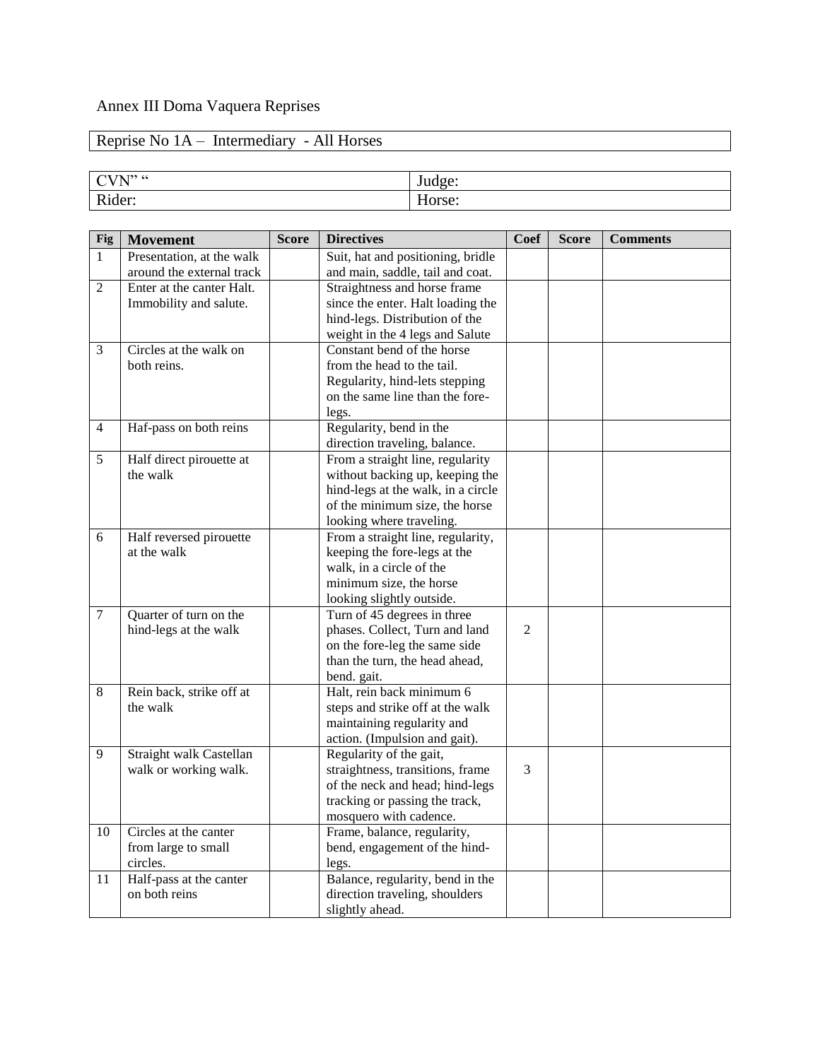Annex III Doma Vaquera Reprises

| Reprise No 1A – Intermediary - All Horses |
|---|

| CVN" " | Judge: |
|---|---|
| Rider: | Horse: |

| Fig | Movement | Score | Directives | Coef | Score | Comments |
|---|---|---|---|---|---|---|
| 1 | Presentation, at the walk around the external track | | Suit, hat and positioning, bridle and main, saddle, tail and coat. | | | |
| 2 | Enter at the canter Halt. Immobility and salute. | | Straightness and horse frame since the enter. Halt loading the hind-legs. Distribution of the weight in the 4 legs and Salute | | | |
| 3 | Circles at the walk on both reins. | | Constant bend of the horse from the head to the tail. Regularity, hind-lets stepping on the same line than the fore-legs. | | | |
| 4 | Haf-pass on both reins | | Regularity, bend in the direction traveling, balance. | | | |
| 5 | Half direct pirouette at the walk | | From a straight line, regularity without backing up, keeping the hind-legs at the walk, in a circle of the minimum size, the horse looking where traveling. | | | |
| 6 | Half reversed pirouette at the walk | | From a straight line, regularity, keeping the fore-legs at the walk, in a circle of the minimum size, the horse looking slightly outside. | | | |
| 7 | Quarter of turn on the hind-legs at the walk | | Turn of 45 degrees in three phases. Collect, Turn and land on the fore-leg the same side than the turn, the head ahead, bend. gait. | 2 | | |
| 8 | Rein back, strike off at the walk | | Halt, rein back minimum 6 steps and strike off at the walk maintaining regularity and action. (Impulsion and gait). | | | |
| 9 | Straight walk Castellan walk or working walk. | | Regularity of the gait, straightness, transitions, frame of the neck and head; hind-legs tracking or passing the track, mosquero with cadence. | 3 | | |
| 10 | Circles at the canter from large to small circles. | | Frame, balance, regularity, bend, engagement of the hind-legs. | | | |
| 11 | Half-pass at the canter on both reins | | Balance, regularity, bend in the direction traveling, shoulders slightly ahead. | | | |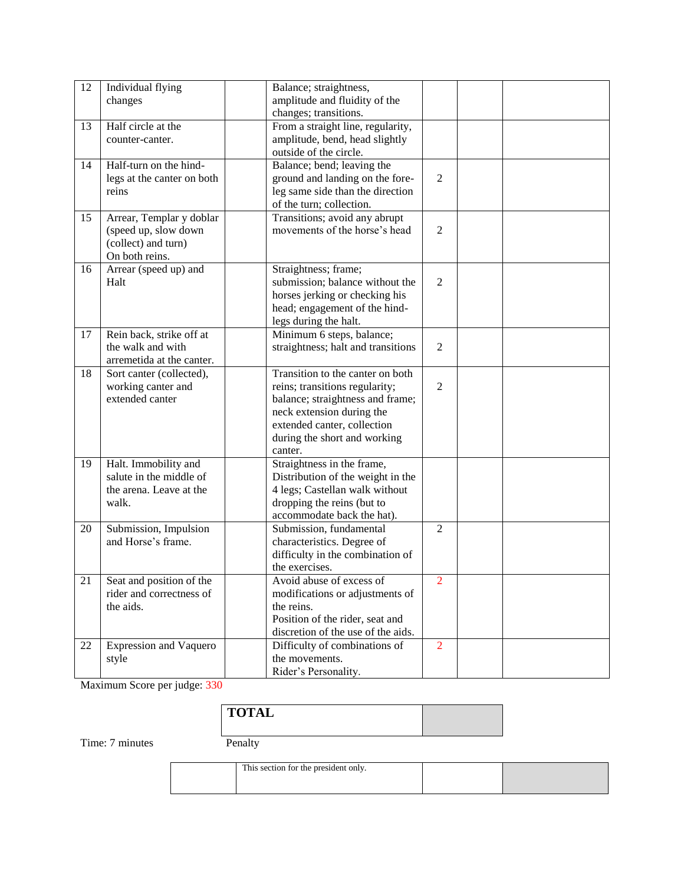| 12 | Individual flying changes | | Balance; straightness, amplitude and fluidity of the changes; transitions. | | | |
|---|---|---|---|---|---|---|
| 13 | Half circle at the counter-canter. | | From a straight line, regularity, amplitude, bend, head slightly outside of the circle. | | | |
| 14 | Half-turn on the hind-legs at the canter on both reins | | Balance; bend; leaving the ground and landing on the fore-leg same side than the direction of the turn; collection. | 2 | | |
| 15 | Arrear, Templar y doblar (speed up, slow down (collect) and turn) On both reins. | | Transitions; avoid any abrupt movements of the horse's head | 2 | | |
| 16 | Arrear (speed up) and Halt | | Straightness; frame; submission; balance without the horses jerking or checking his head; engagement of the hind-legs during the halt. | 2 | | |
| 17 | Rein back, strike off at the walk and with arremetida at the canter. | | Minimum 6 steps, balance; straightness; halt and transitions | 2 | | |
| 18 | Sort canter (collected), working canter and extended canter | | Transition to the canter on both reins; transitions regularity; balance; straightness and frame; neck extension during the extended canter, collection during the short and working canter. | 2 | | |
| 19 | Halt. Immobility and salute in the middle of the arena. Leave at the walk. | | Straightness in the frame, Distribution of the weight in the 4 legs; Castellan walk without dropping the reins (but to accommodate back the hat). | | | |
| 20 | Submission, Impulsion and Horse's frame. | | Submission, fundamental characteristics. Degree of difficulty in the combination of the exercises. | 2 | | |
| 21 | Seat and position of the rider and correctness of the aids. | | Avoid abuse of excess of modifications or adjustments of the reins. Position of the rider, seat and discretion of the use of the aids. | 2 | | |
| 22 | Expression and Vaquero style | | Difficulty of combinations of the movements. Rider's Personality. | 2 | | |

Maximum Score per judge: 330

| TOTAL | |
|---|---|

Time: 7 minutes

Penalty

| | This section for the president only. | | |
|---|---|---|---|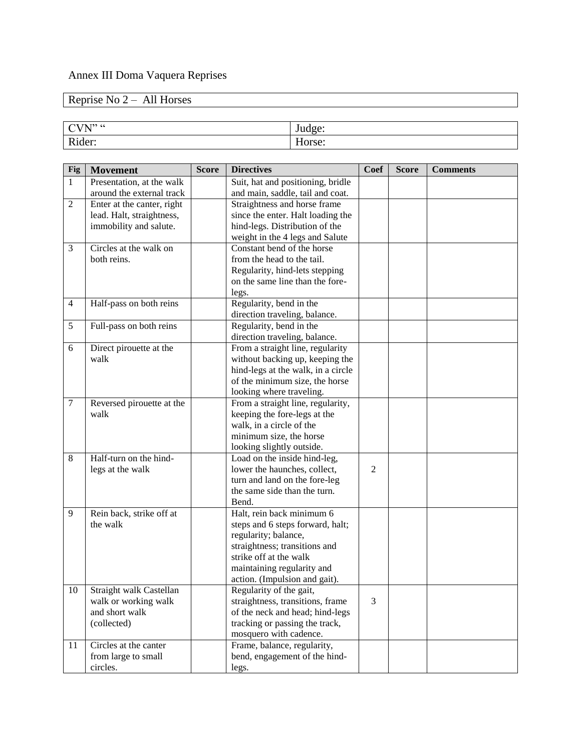Annex III Doma Vaquera Reprises

| Reprise No 2 – All Horses |
|---|

| CVN" " | Judge: |
|---|---|
| Rider: | Horse: |

| Fig | Movement | Score | Directives | Coef | Score | Comments |
|---|---|---|---|---|---|---|
| 1 | Presentation, at the walk around the external track | | Suit, hat and positioning, bridle and main, saddle, tail and coat. | | | |
| 2 | Enter at the canter, right lead. Halt, straightness, immobility and salute. | | Straightness and horse frame since the enter. Halt loading the hind-legs. Distribution of the weight in the 4 legs and Salute | | | |
| 3 | Circles at the walk on both reins. | | Constant bend of the horse from the head to the tail. Regularity, hind-lets stepping on the same line than the fore-legs. | | | |
| 4 | Half-pass on both reins | | Regularity, bend in the direction traveling, balance. | | | |
| 5 | Full-pass on both reins | | Regularity, bend in the direction traveling, balance. | | | |
| 6 | Direct pirouette at the walk | | From a straight line, regularity without backing up, keeping the hind-legs at the walk, in a circle of the minimum size, the horse looking where traveling. | | | |
| 7 | Reversed pirouette at the walk | | From a straight line, regularity, keeping the fore-legs at the walk, in a circle of the minimum size, the horse looking slightly outside. | | | |
| 8 | Half-turn on the hind-legs at the walk | | Load on the inside hind-leg, lower the haunches, collect, turn and land on the fore-leg the same side than the turn. Bend. | 2 | | |
| 9 | Rein back, strike off at the walk | | Halt, rein back minimum 6 steps and 6 steps forward, halt; regularity; balance, straightness; transitions and strike off at the walk maintaining regularity and action. (Impulsion and gait). | | | |
| 10 | Straight walk Castellan walk or working walk and short walk (collected) | | Regularity of the gait, straightness, transitions, frame of the neck and head; hind-legs tracking or passing the track, mosquero with cadence. | 3 | | |
| 11 | Circles at the canter from large to small circles. | | Frame, balance, regularity, bend, engagement of the hind-legs. | | | |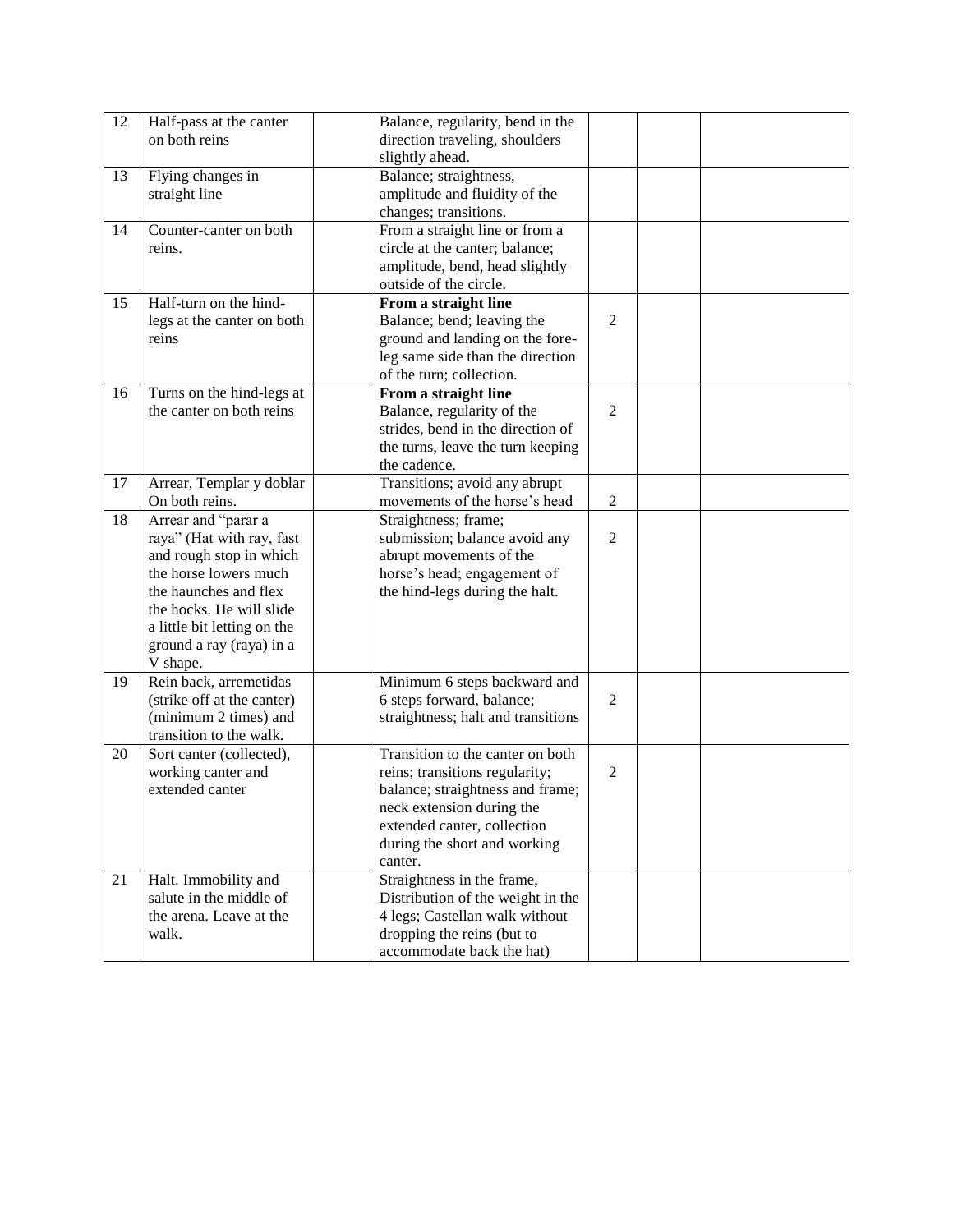| 12 | Half-pass at the canter on both reins | | Balance, regularity, bend in the direction traveling, shoulders slightly ahead. | | | |
|---|---|---|---|---|---|---|
| 13 | Flying changes in straight line | | Balance; straightness, amplitude and fluidity of the changes; transitions. | | | |
| 14 | Counter-canter on both reins. | | From a straight line or from a circle at the canter; balance; amplitude, bend, head slightly outside of the circle. | | | |
| 15 | Half-turn on the hind-legs at the canter on both reins | | **From a straight line** Balance; bend; leaving the ground and landing on the fore-leg same side than the direction of the turn; collection. | 2 | | |
| 16 | Turns on the hind-legs at the canter on both reins | | **From a straight line** Balance, regularity of the strides, bend in the direction of the turns, leave the turn keeping the cadence. | 2 | | |
| 17 | Arrear, Templar y doblar On both reins. | | Transitions; avoid any abrupt movements of the horse's head | 2 | | |
| 18 | Arrear and "parar a raya" (Hat with ray, fast and rough stop in which the horse lowers much the haunches and flex the hocks. He will slide a little bit letting on the ground a ray (raya) in a V shape. | | Straightness; frame; submission; balance avoid any abrupt movements of the horse's head; engagement of the hind-legs during the halt. | 2 | | |
| 19 | Rein back, arremetidas (strike off at the canter) (minimum 2 times) and transition to the walk. | | Minimum 6 steps backward and 6 steps forward, balance; straightness; halt and transitions | 2 | | |
| 20 | Sort canter (collected), working canter and extended canter | | Transition to the canter on both reins; transitions regularity; balance; straightness and frame; neck extension during the extended canter, collection during the short and working canter. | 2 | | |
| 21 | Halt. Immobility and salute in the middle of the arena. Leave at the walk. | | Straightness in the frame, Distribution of the weight in the 4 legs; Castellan walk without dropping the reins (but to accommodate back the hat) | | | |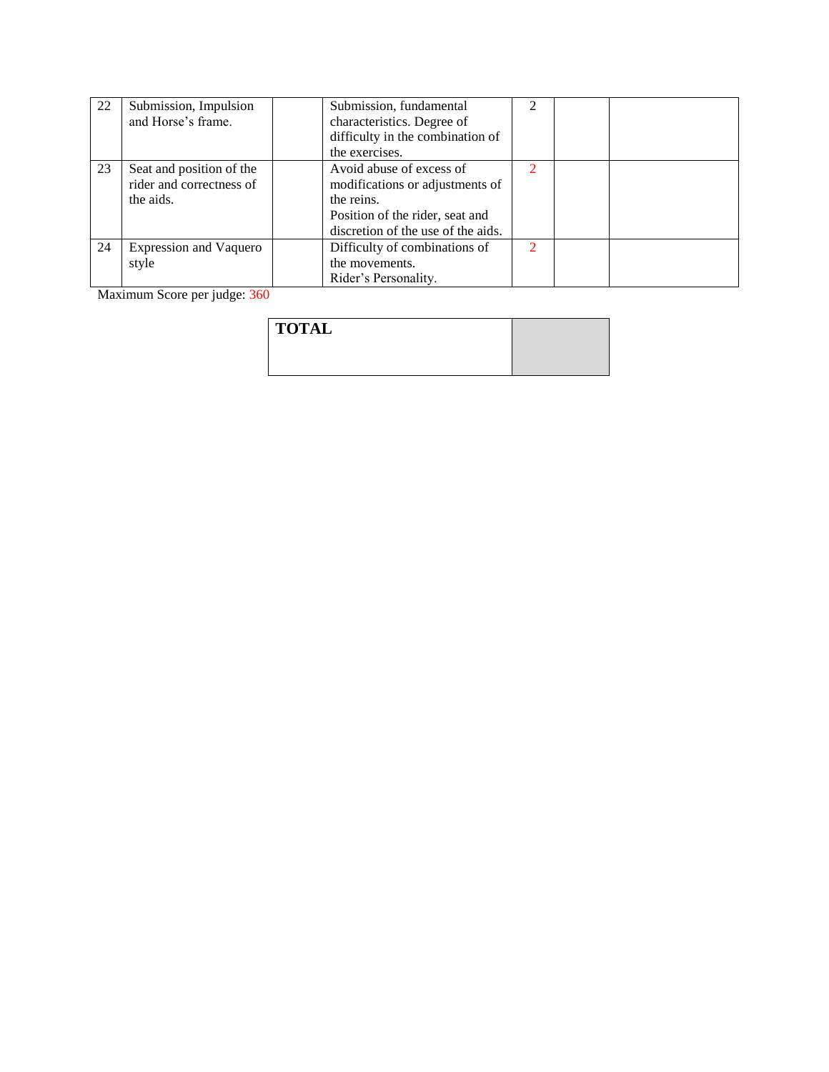| | | | | | | |
|---|---|---|---|---|---|---|
| 22 | Submission, Impulsion and Horse's frame. | | Submission, fundamental characteristics. Degree of difficulty in the combination of the exercises. | 2 | | |
| 23 | Seat and position of the rider and correctness of the aids. | | Avoid abuse of excess of modifications or adjustments of the reins.<br>Position of the rider, seat and discretion of the use of the aids. | 2 | | |
| 24 | Expression and Vaquero style | | Difficulty of combinations of the movements.<br>Rider's Personality. | 2 | | |

Maximum Score per judge: 360

| | |
|---|---|
| **TOTAL** | |